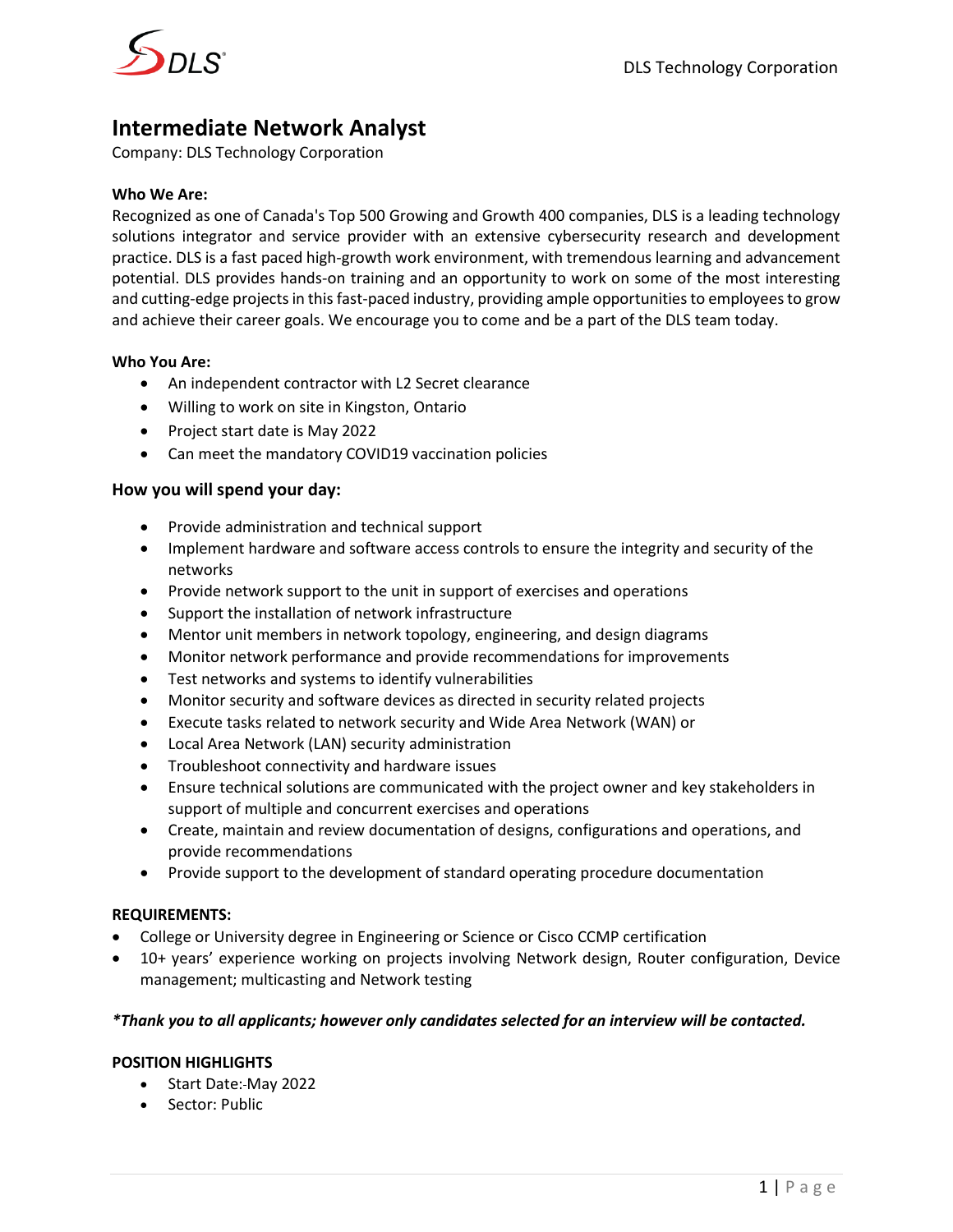# Intermediate Network Analyst

Company: DLS Technology Corporation

**Who We Are:**

Recognized as one of Canada's Top 500 Growing and Growth 400 companies, DLS is a leading technology solutions integrator and service provider with an extensive cybersecurity research and development practice. DLS is a fast paced high-growth work environment, with tremendous learning and advancement potential. DLS provides hands-on training and an opportunity to work on some of the most interesting and cutting-edge projects in this fast-paced industry, providing ample opportunities to employees to grow and achieve their career goals. We encourage you to come and be a part of the DLS team today.

**Who You Are:**

- An independent contractor with L2 Secret clearance
- Willing to work on site in Kingston, Ontario
- Project start date is May 2022
- Can meet the mandatory COVID19 vaccination policies

### How you will spend your day:

- Provide administration and technical support
- Implement hardware and software access controls to ensure the integrity and security of the networks
- Provide network support to the unit in support of exercises and operations
- Support the installation of network infrastructure
- Mentor unit members in network topology, engineering, and design diagrams
- Monitor network performance and provide recommendations for improvements
- Test networks and systems to identify vulnerabilities
- Monitor security and software devices as directed in security related projects
- Execute tasks related to network security and Wide Area Network (WAN) or
- Local Area Network (LAN) security administration
- Troubleshoot connectivity and hardware issues
- Ensure technical solutions are communicated with the project owner and key stakeholders in support of multiple and concurrent exercises and operations
- Create, maintain and review documentation of designs, configurations and operations, and provide recommendations
- Provide support to the development of standard operating procedure documentation

**REQUIREMENTS:**

- College or University degree in Engineering or Science or Cisco CCMP certification
- 10+ years' experience working on projects involving Network design, Router configuration, Device management; multicasting and Network testing

***Thank you to all applicants; however only candidates selected for an interview will be contacted.***

**POSITION HIGHLIGHTS**

- Start Date:-May 2022
- Sector: Public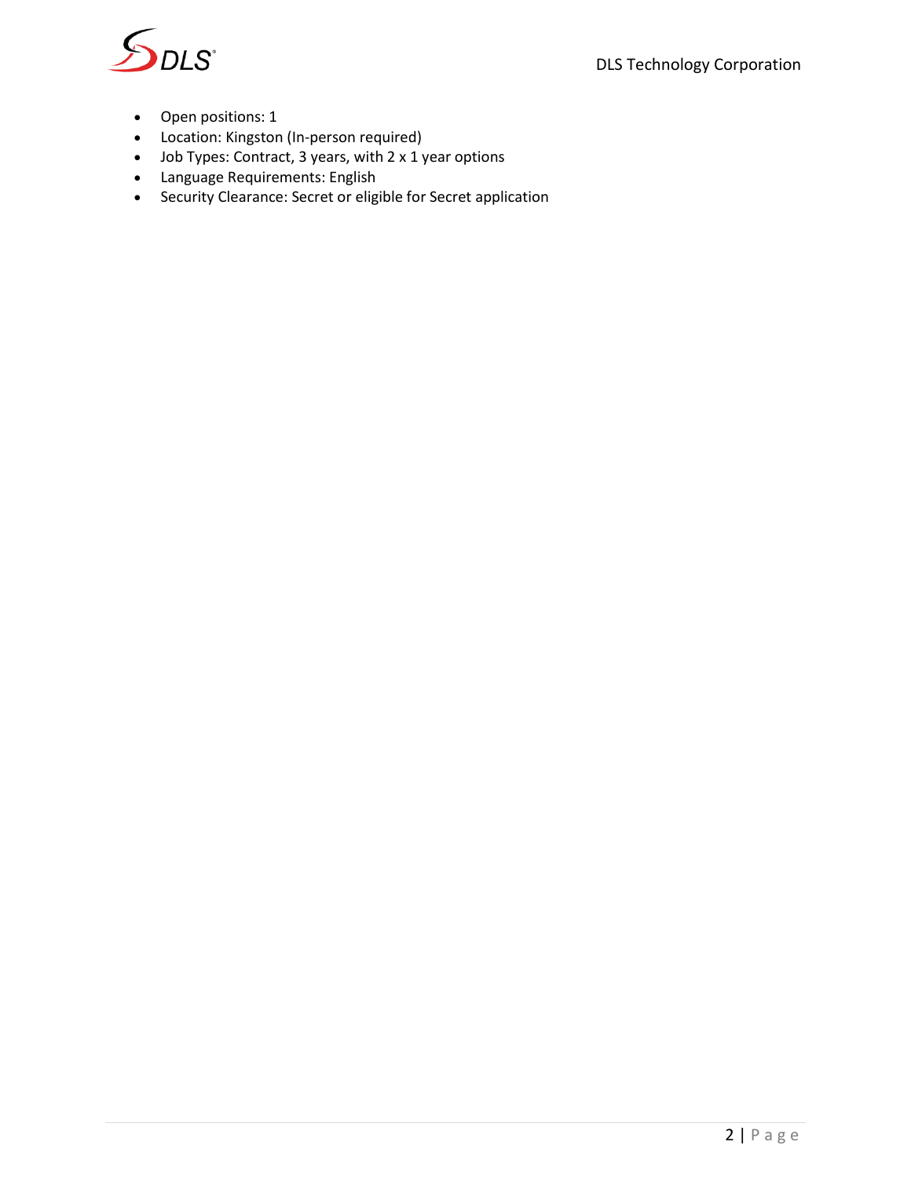- Open positions: 1
- Location: Kingston (In-person required)
- Job Types: Contract, 3 years, with 2 x 1 year options
- Language Requirements: English
- Security Clearance: Secret or eligible for Secret application